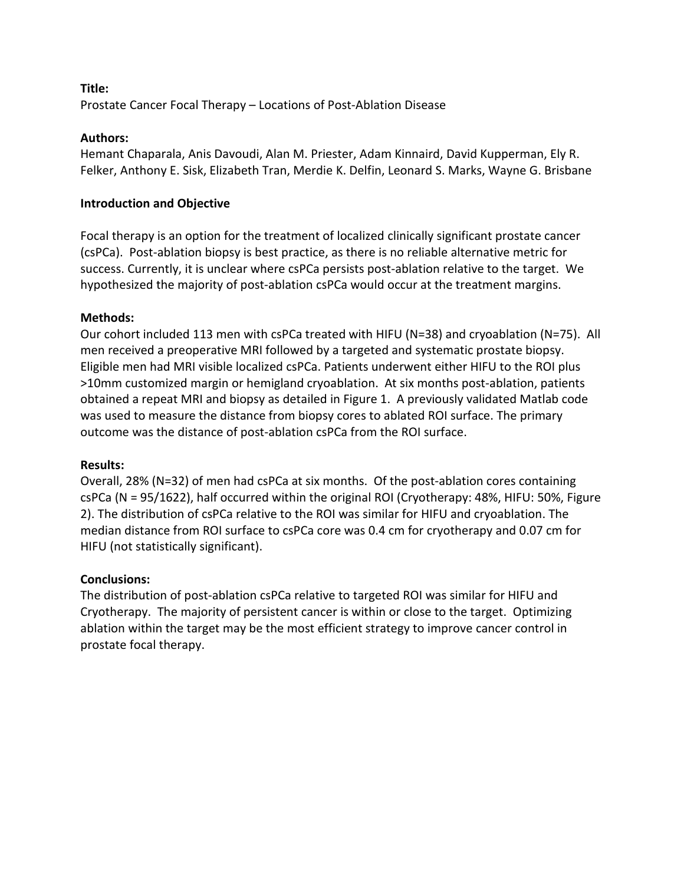**Title:**

Prostate Cancer Focal Therapy – Locations of Post-Ablation Disease

**Authors:**

Hemant Chaparala, Anis Davoudi, Alan M. Priester, Adam Kinnaird, David Kupperman, Ely R. Felker, Anthony E. Sisk, Elizabeth Tran, Merdie K. Delfin, Leonard S. Marks, Wayne G. Brisbane

**Introduction and Objective**

Focal therapy is an option for the treatment of localized clinically significant prostate cancer (csPCa). Post-ablation biopsy is best practice, as there is no reliable alternative metric for success. Currently, it is unclear where csPCa persists post-ablation relative to the target. We hypothesized the majority of post-ablation csPCa would occur at the treatment margins.

**Methods:**

Our cohort included 113 men with csPCa treated with HIFU (N=38) and cryoablation (N=75). All men received a preoperative MRI followed by a targeted and systematic prostate biopsy. Eligible men had MRI visible localized csPCa. Patients underwent either HIFU to the ROI plus >10mm customized margin or hemigland cryoablation. At six months post-ablation, patients obtained a repeat MRI and biopsy as detailed in Figure 1. A previously validated Matlab code was used to measure the distance from biopsy cores to ablated ROI surface. The primary outcome was the distance of post-ablation csPCa from the ROI surface.

**Results:**

Overall, 28% (N=32) of men had csPCa at six months. Of the post-ablation cores containing csPCa (N = 95/1622), half occurred within the original ROI (Cryotherapy: 48%, HIFU: 50%, Figure 2). The distribution of csPCa relative to the ROI was similar for HIFU and cryoablation. The median distance from ROI surface to csPCa core was 0.4 cm for cryotherapy and 0.07 cm for HIFU (not statistically significant).

**Conclusions:**

The distribution of post-ablation csPCa relative to targeted ROI was similar for HIFU and Cryotherapy. The majority of persistent cancer is within or close to the target. Optimizing ablation within the target may be the most efficient strategy to improve cancer control in prostate focal therapy.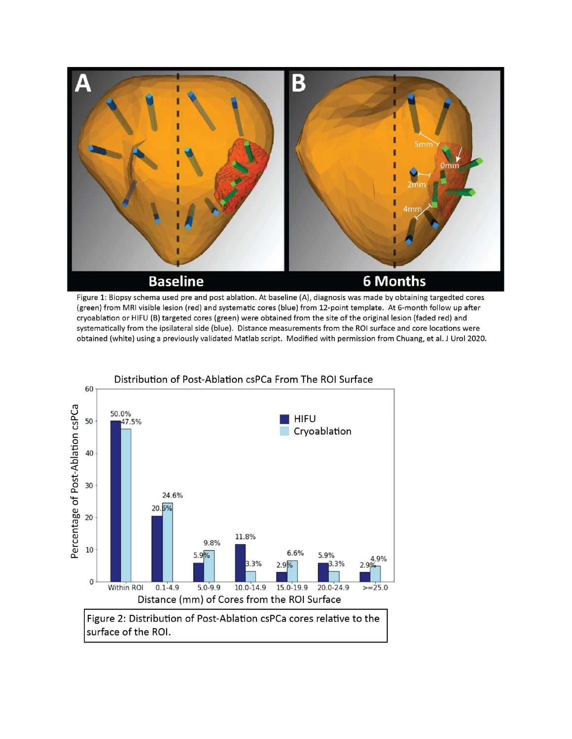A

B

5mm

0mm

2mm

4mm

Baseline

6 Months

Figure 1: Biopsy schema used pre and post ablation. At baseline (A), diagnosis was made by obtaining targedted cores (green) from MRI visible lesion (red) and systematic cores (blue) from 12-point template. At 6-month follow up after cryoablation or HIFU (B) targeted cores (green) were obtained from the site of the original lesion (faded red) and systematically from the ipsilateral side (blue). Distance measurements from the ROI surface and core locations were obtained (white) using a previously validated Matlab script. Modified with permission from Chuang, et al. J Urol 2020.

Distribution of Post-Ablation csPCa From The ROI Surface

Percentage of Post-Ablation csPCa

0
10
20
30
40
50
60

HIFU
Cryoablation

50.0%
47.5%
20.6%
24.6%
5.9%
9.8%
11.8%
3.3%
2.9%
6.6%
5.9%
3.3%
2.9%
4.9%

Within ROI
0.1-4.9
5.0-9.9
10.0-14.9
15.0-19.9
20.0-24.9
>=25.0

Distance (mm) of Cores from the ROI Surface

Figure 2: Distribution of Post-Ablation csPCa cores relative to the surface of the ROI.